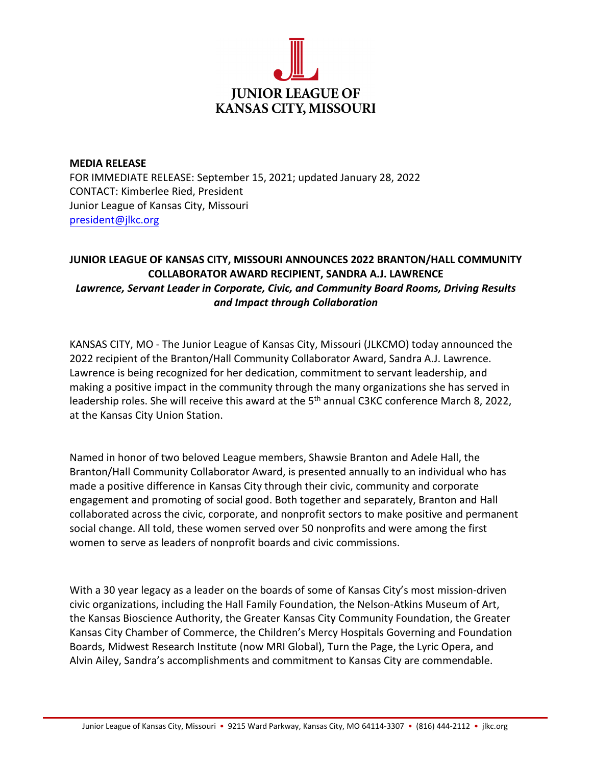JUNIOR LEAGUE OF
KANSAS CITY, MISSOURI

**MEDIA RELEASE**
FOR IMMEDIATE RELEASE: September 15, 2021; updated January 28, 2022
CONTACT: Kimberlee Ried, President
Junior League of Kansas City, Missouri
president@jlkc.org

## JUNIOR LEAGUE OF KANSAS CITY, MISSOURI ANNOUNCES 2022 BRANTON/HALL COMMUNITY COLLABORATOR AWARD RECIPIENT, SANDRA A.J. LAWRENCE

***Lawrence, Servant Leader in Corporate, Civic, and Community Board Rooms, Driving Results and Impact through Collaboration***

KANSAS CITY, MO - The Junior League of Kansas City, Missouri (JLKCMO) today announced the 2022 recipient of the Branton/Hall Community Collaborator Award, Sandra A.J. Lawrence. Lawrence is being recognized for her dedication, commitment to servant leadership, and making a positive impact in the community through the many organizations she has served in leadership roles. She will receive this award at the 5th annual C3KC conference March 8, 2022, at the Kansas City Union Station.

Named in honor of two beloved League members, Shawsie Branton and Adele Hall, the Branton/Hall Community Collaborator Award, is presented annually to an individual who has made a positive difference in Kansas City through their civic, community and corporate engagement and promoting of social good. Both together and separately, Branton and Hall collaborated across the civic, corporate, and nonprofit sectors to make positive and permanent social change. All told, these women served over 50 nonprofits and were among the first women to serve as leaders of nonprofit boards and civic commissions.

With a 30 year legacy as a leader on the boards of some of Kansas City's most mission-driven civic organizations, including the Hall Family Foundation, the Nelson-Atkins Museum of Art, the Kansas Bioscience Authority, the Greater Kansas City Community Foundation, the Greater Kansas City Chamber of Commerce, the Children's Mercy Hospitals Governing and Foundation Boards, Midwest Research Institute (now MRI Global), Turn the Page, the Lyric Opera, and Alvin Ailey, Sandra's accomplishments and commitment to Kansas City are commendable.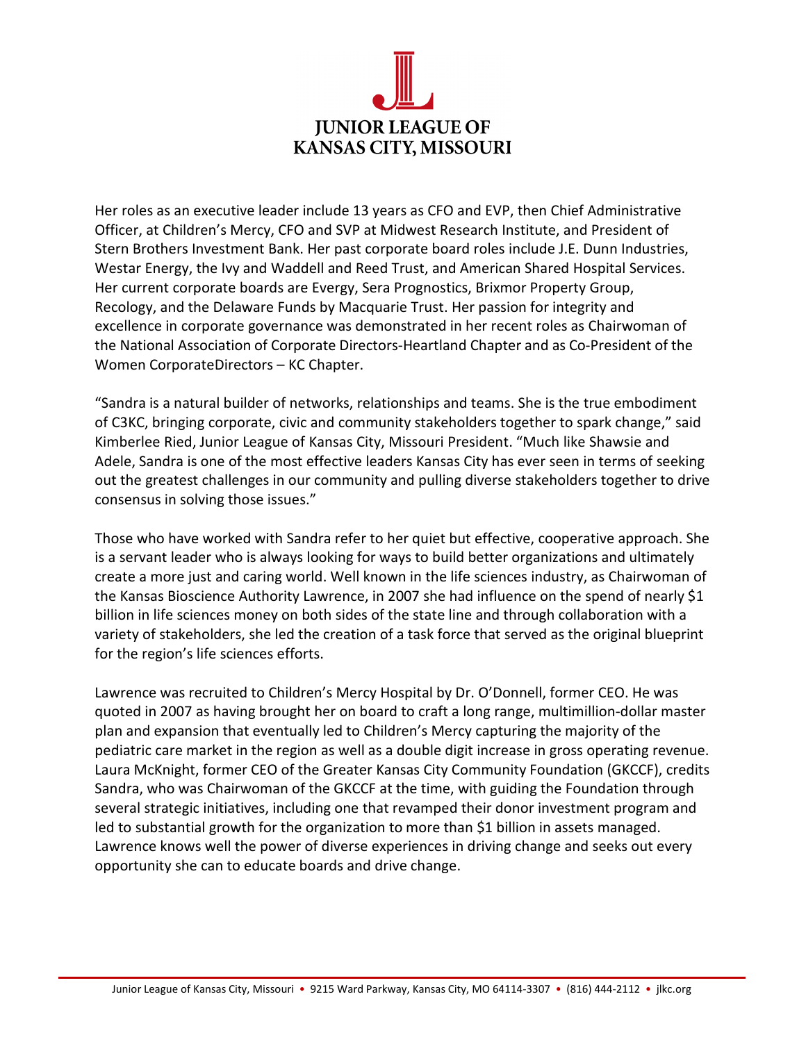Her roles as an executive leader include 13 years as CFO and EVP, then Chief Administrative Officer, at Children's Mercy, CFO and SVP at Midwest Research Institute, and President of Stern Brothers Investment Bank. Her past corporate board roles include J.E. Dunn Industries, Westar Energy, the Ivy and Waddell and Reed Trust, and American Shared Hospital Services. Her current corporate boards are Evergy, Sera Prognostics, Brixmor Property Group, Recology, and the Delaware Funds by Macquarie Trust. Her passion for integrity and excellence in corporate governance was demonstrated in her recent roles as Chairwoman of the National Association of Corporate Directors-Heartland Chapter and as Co-President of the Women CorporateDirectors – KC Chapter.

"Sandra is a natural builder of networks, relationships and teams. She is the true embodiment of C3KC, bringing corporate, civic and community stakeholders together to spark change," said Kimberlee Ried, Junior League of Kansas City, Missouri President. "Much like Shawsie and Adele, Sandra is one of the most effective leaders Kansas City has ever seen in terms of seeking out the greatest challenges in our community and pulling diverse stakeholders together to drive consensus in solving those issues."

Those who have worked with Sandra refer to her quiet but effective, cooperative approach. She is a servant leader who is always looking for ways to build better organizations and ultimately create a more just and caring world. Well known in the life sciences industry, as Chairwoman of the Kansas Bioscience Authority Lawrence, in 2007 she had influence on the spend of nearly $1 billion in life sciences money on both sides of the state line and through collaboration with a variety of stakeholders, she led the creation of a task force that served as the original blueprint for the region's life sciences efforts.

Lawrence was recruited to Children's Mercy Hospital by Dr. O'Donnell, former CEO. He was quoted in 2007 as having brought her on board to craft a long range, multimillion-dollar master plan and expansion that eventually led to Children's Mercy capturing the majority of the pediatric care market in the region as well as a double digit increase in gross operating revenue. Laura McKnight, former CEO of the Greater Kansas City Community Foundation (GKCCF), credits Sandra, who was Chairwoman of the GKCCF at the time, with guiding the Foundation through several strategic initiatives, including one that revamped their donor investment program and led to substantial growth for the organization to more than $1 billion in assets managed. Lawrence knows well the power of diverse experiences in driving change and seeks out every opportunity she can to educate boards and drive change.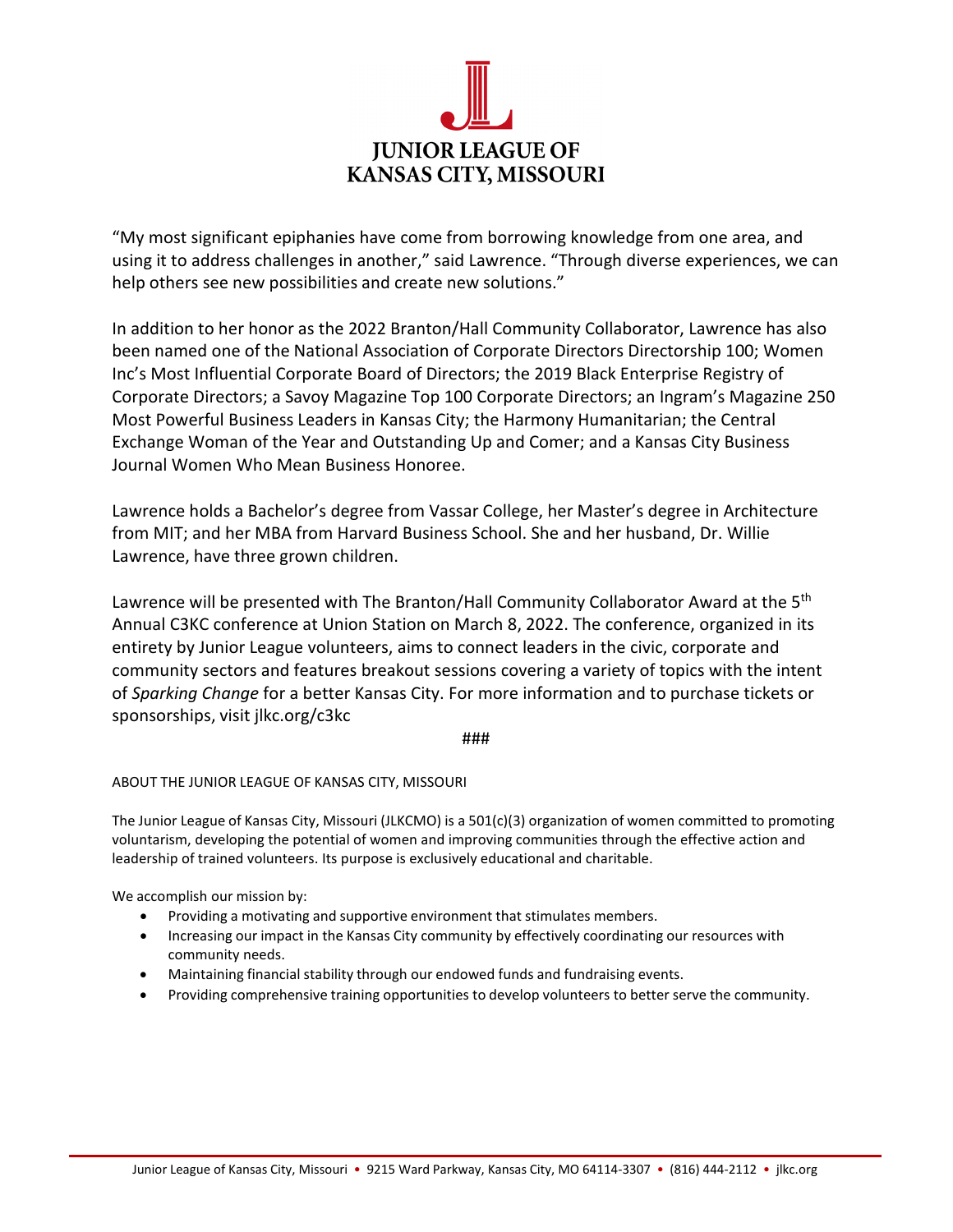# JUNIOR LEAGUE OF KANSAS CITY, MISSOURI

"My most significant epiphanies have come from borrowing knowledge from one area, and using it to address challenges in another," said Lawrence. "Through diverse experiences, we can help others see new possibilities and create new solutions."

In addition to her honor as the 2022 Branton/Hall Community Collaborator, Lawrence has also been named one of the National Association of Corporate Directors Directorship 100; Women Inc's Most Influential Corporate Board of Directors; the 2019 Black Enterprise Registry of Corporate Directors; a Savoy Magazine Top 100 Corporate Directors; an Ingram's Magazine 250 Most Powerful Business Leaders in Kansas City; the Harmony Humanitarian; the Central Exchange Woman of the Year and Outstanding Up and Comer; and a Kansas City Business Journal Women Who Mean Business Honoree.

Lawrence holds a Bachelor's degree from Vassar College, her Master's degree in Architecture from MIT; and her MBA from Harvard Business School. She and her husband, Dr. Willie Lawrence, have three grown children.

Lawrence will be presented with The Branton/Hall Community Collaborator Award at the 5th Annual C3KC conference at Union Station on March 8, 2022. The conference, organized in its entirety by Junior League volunteers, aims to connect leaders in the civic, corporate and community sectors and features breakout sessions covering a variety of topics with the intent of *Sparking Change* for a better Kansas City. For more information and to purchase tickets or sponsorships, visit jlkc.org/c3kc

###

ABOUT THE JUNIOR LEAGUE OF KANSAS CITY, MISSOURI

The Junior League of Kansas City, Missouri (JLKCMO) is a 501(c)(3) organization of women committed to promoting voluntarism, developing the potential of women and improving communities through the effective action and leadership of trained volunteers. Its purpose is exclusively educational and charitable.

We accomplish our mission by:

- Providing a motivating and supportive environment that stimulates members.
- Increasing our impact in the Kansas City community by effectively coordinating our resources with community needs.
- Maintaining financial stability through our endowed funds and fundraising events.
- Providing comprehensive training opportunities to develop volunteers to better serve the community.

Junior League of Kansas City, Missouri • 9215 Ward Parkway, Kansas City, MO 64114-3307 • (816) 444-2112 • jlkc.org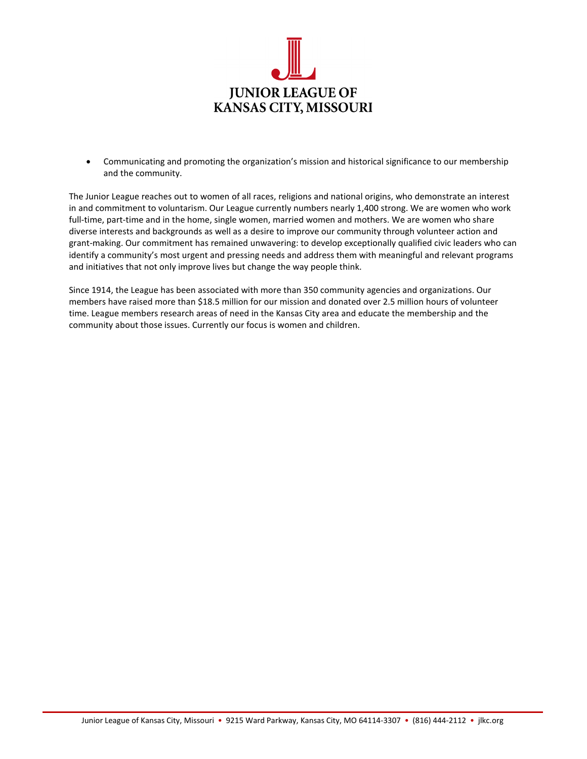- Communicating and promoting the organization's mission and historical significance to our membership and the community.

The Junior League reaches out to women of all races, religions and national origins, who demonstrate an interest in and commitment to voluntarism. Our League currently numbers nearly 1,400 strong. We are women who work full-time, part-time and in the home, single women, married women and mothers. We are women who share diverse interests and backgrounds as well as a desire to improve our community through volunteer action and grant-making. Our commitment has remained unwavering: to develop exceptionally qualified civic leaders who can identify a community's most urgent and pressing needs and address them with meaningful and relevant programs and initiatives that not only improve lives but change the way people think.

Since 1914, the League has been associated with more than 350 community agencies and organizations. Our members have raised more than $18.5 million for our mission and donated over 2.5 million hours of volunteer time. League members research areas of need in the Kansas City area and educate the membership and the community about those issues. Currently our focus is women and children.